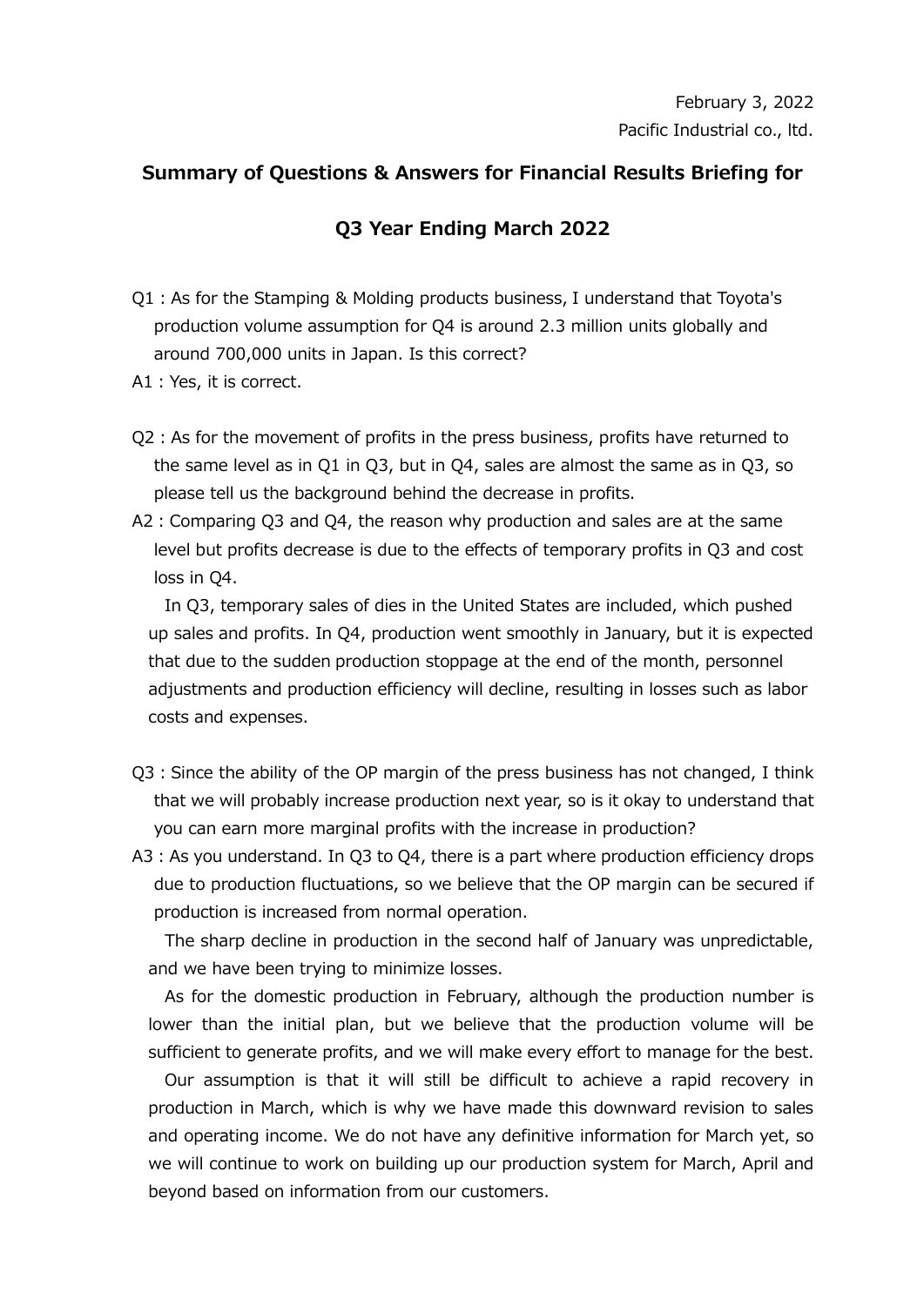February 3, 2022

Pacific Industrial co., ltd.

## Summary of Questions & Answers for Financial Results Briefing for Q3 Year Ending March 2022

Q1 : As for the Stamping & Molding products business, I understand that Toyota's production volume assumption for Q4 is around 2.3 million units globally and around 700,000 units in Japan. Is this correct?

A1 : Yes, it is correct.

Q2 : As for the movement of profits in the press business, profits have returned to the same level as in Q1 in Q3, but in Q4, sales are almost the same as in Q3, so please tell us the background behind the decrease in profits.

A2 : Comparing Q3 and Q4, the reason why production and sales are at the same level but profits decrease is due to the effects of temporary profits in Q3 and cost loss in Q4.

In Q3, temporary sales of dies in the United States are included, which pushed up sales and profits. In Q4, production went smoothly in January, but it is expected that due to the sudden production stoppage at the end of the month, personnel adjustments and production efficiency will decline, resulting in losses such as labor costs and expenses.

Q3 : Since the ability of the OP margin of the press business has not changed, I think that we will probably increase production next year, so is it okay to understand that you can earn more marginal profits with the increase in production?

A3 : As you understand. In Q3 to Q4, there is a part where production efficiency drops due to production fluctuations, so we believe that the OP margin can be secured if production is increased from normal operation.

The sharp decline in production in the second half of January was unpredictable, and we have been trying to minimize losses.

As for the domestic production in February, although the production number is lower than the initial plan, but we believe that the production volume will be sufficient to generate profits, and we will make every effort to manage for the best.

Our assumption is that it will still be difficult to achieve a rapid recovery in production in March, which is why we have made this downward revision to sales and operating income. We do not have any definitive information for March yet, so we will continue to work on building up our production system for March, April and beyond based on information from our customers.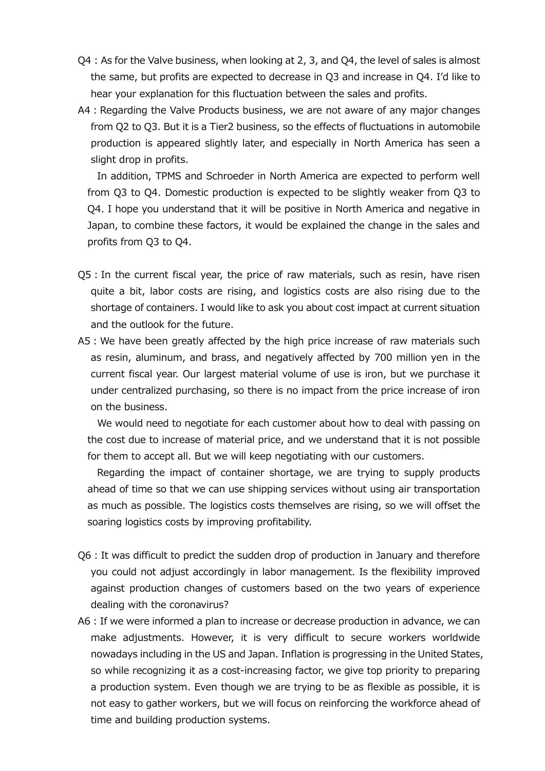Q4 : As for the Valve business, when looking at 2, 3, and Q4, the level of sales is almost the same, but profits are expected to decrease in Q3 and increase in Q4. I'd like to hear your explanation for this fluctuation between the sales and profits.

A4 : Regarding the Valve Products business, we are not aware of any major changes from Q2 to Q3. But it is a Tier2 business, so the effects of fluctuations in automobile production is appeared slightly later, and especially in North America has seen a slight drop in profits.

In addition, TPMS and Schroeder in North America are expected to perform well from Q3 to Q4. Domestic production is expected to be slightly weaker from Q3 to Q4. I hope you understand that it will be positive in North America and negative in Japan, to combine these factors, it would be explained the change in the sales and profits from Q3 to Q4.

Q5 : In the current fiscal year, the price of raw materials, such as resin, have risen quite a bit, labor costs are rising, and logistics costs are also rising due to the shortage of containers. I would like to ask you about cost impact at current situation and the outlook for the future.

A5 : We have been greatly affected by the high price increase of raw materials such as resin, aluminum, and brass, and negatively affected by 700 million yen in the current fiscal year. Our largest material volume of use is iron, but we purchase it under centralized purchasing, so there is no impact from the price increase of iron on the business.

We would need to negotiate for each customer about how to deal with passing on the cost due to increase of material price, and we understand that it is not possible for them to accept all. But we will keep negotiating with our customers.

Regarding the impact of container shortage, we are trying to supply products ahead of time so that we can use shipping services without using air transportation as much as possible. The logistics costs themselves are rising, so we will offset the soaring logistics costs by improving profitability.

Q6 : It was difficult to predict the sudden drop of production in January and therefore you could not adjust accordingly in labor management. Is the flexibility improved against production changes of customers based on the two years of experience dealing with the coronavirus?

A6 : If we were informed a plan to increase or decrease production in advance, we can make adjustments. However, it is very difficult to secure workers worldwide nowadays including in the US and Japan. Inflation is progressing in the United States, so while recognizing it as a cost-increasing factor, we give top priority to preparing a production system. Even though we are trying to be as flexible as possible, it is not easy to gather workers, but we will focus on reinforcing the workforce ahead of time and building production systems.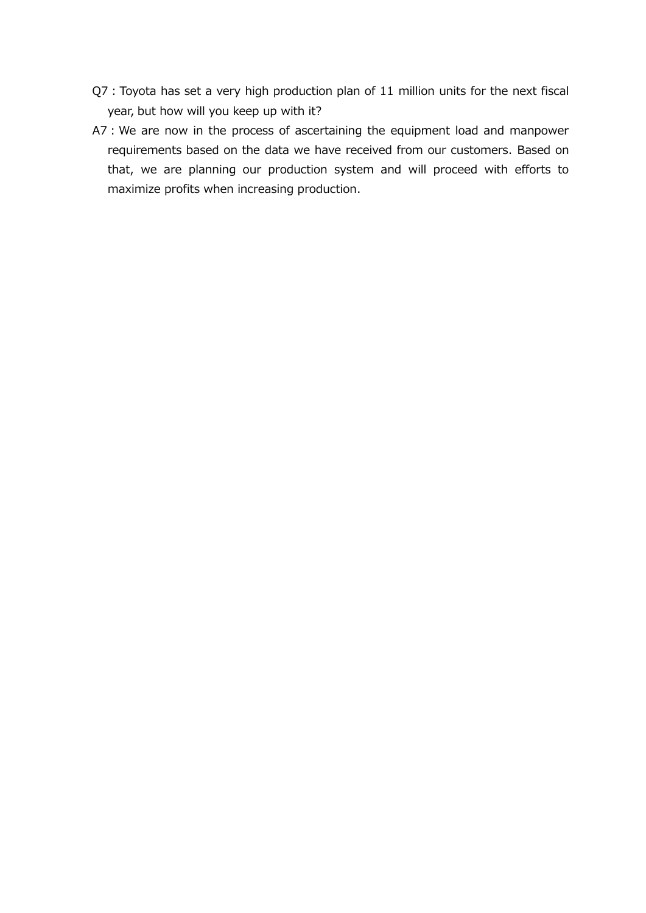Q7 : Toyota has set a very high production plan of 11 million units for the next fiscal year, but how will you keep up with it?

A7 : We are now in the process of ascertaining the equipment load and manpower requirements based on the data we have received from our customers. Based on that, we are planning our production system and will proceed with efforts to maximize profits when increasing production.